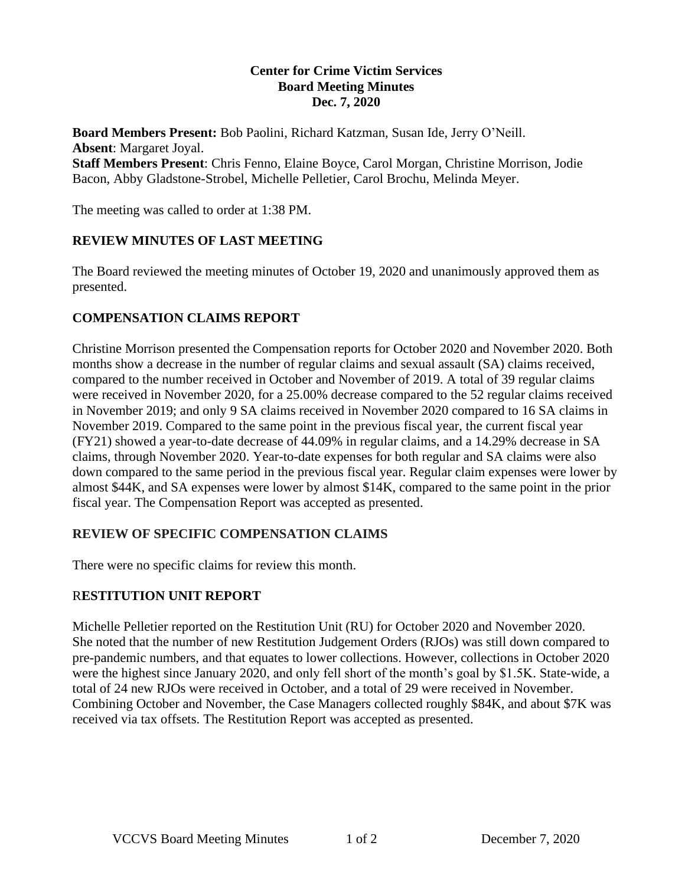**Center for Crime Victim Services**
**Board Meeting Minutes**
**Dec. 7, 2020**

**Board Members Present:** Bob Paolini, Richard Katzman, Susan Ide, Jerry O'Neill.
**Absent**: Margaret Joyal.
**Staff Members Present**: Chris Fenno, Elaine Boyce, Carol Morgan, Christine Morrison, Jodie Bacon, Abby Gladstone-Strobel, Michelle Pelletier, Carol Brochu, Melinda Meyer.

The meeting was called to order at 1:38 PM.

## REVIEW MINUTES OF LAST MEETING

The Board reviewed the meeting minutes of October 19, 2020 and unanimously approved them as presented.

## COMPENSATION CLAIMS REPORT

Christine Morrison presented the Compensation reports for October 2020 and November 2020. Both months show a decrease in the number of regular claims and sexual assault (SA) claims received, compared to the number received in October and November of 2019. A total of 39 regular claims were received in November 2020, for a 25.00% decrease compared to the 52 regular claims received in November 2019; and only 9 SA claims received in November 2020 compared to 16 SA claims in November 2019. Compared to the same point in the previous fiscal year, the current fiscal year (FY21) showed a year-to-date decrease of 44.09% in regular claims, and a 14.29% decrease in SA claims, through November 2020. Year-to-date expenses for both regular and SA claims were also down compared to the same period in the previous fiscal year. Regular claim expenses were lower by almost $44K, and SA expenses were lower by almost $14K, compared to the same point in the prior fiscal year. The Compensation Report was accepted as presented.

## REVIEW OF SPECIFIC COMPENSATION CLAIMS

There were no specific claims for review this month.

## RESTITUTION UNIT REPORT

Michelle Pelletier reported on the Restitution Unit (RU) for October 2020 and November 2020. She noted that the number of new Restitution Judgement Orders (RJOs) was still down compared to pre-pandemic numbers, and that equates to lower collections. However, collections in October 2020 were the highest since January 2020, and only fell short of the month's goal by $1.5K. State-wide, a total of 24 new RJOs were received in October, and a total of 29 were received in November. Combining October and November, the Case Managers collected roughly $84K, and about $7K was received via tax offsets. The Restitution Report was accepted as presented.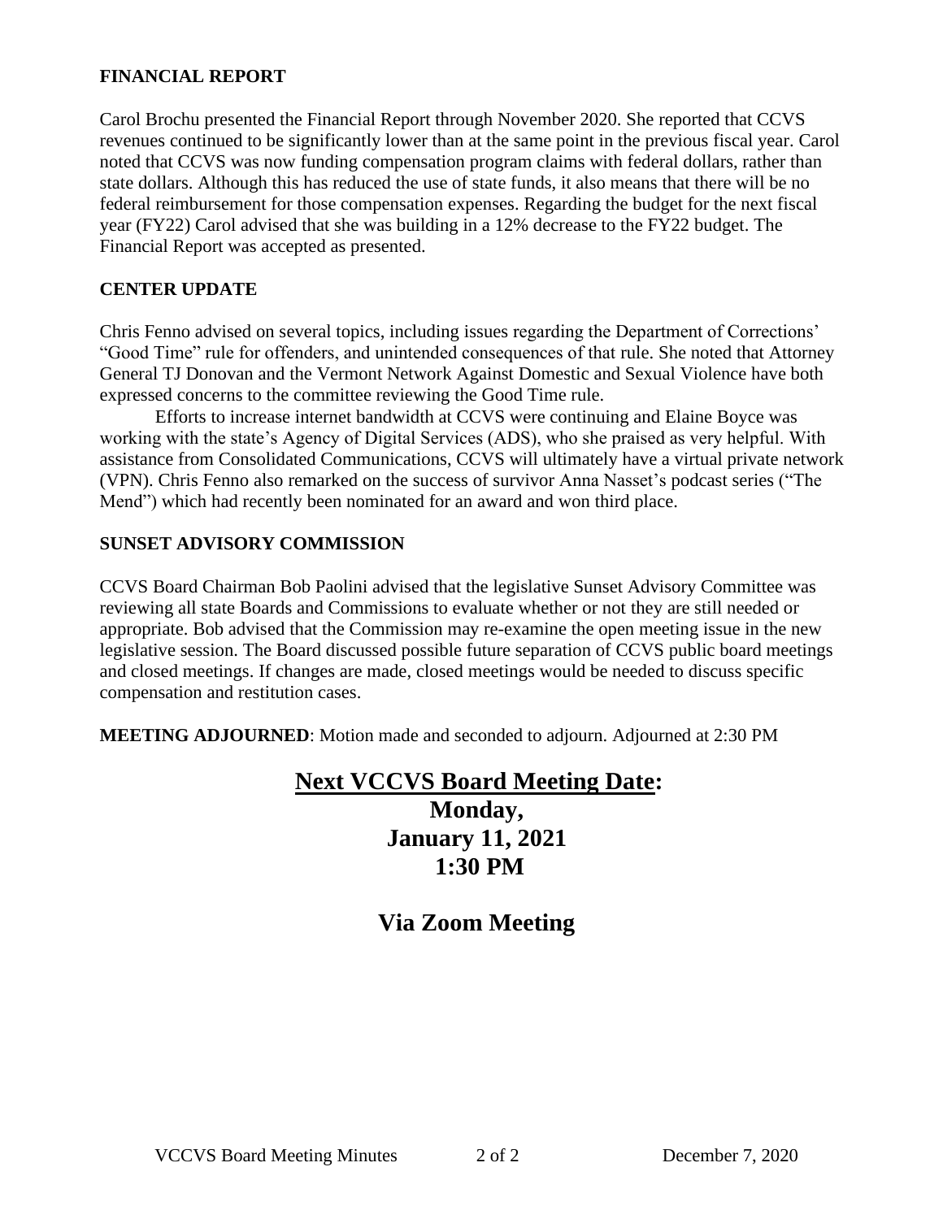**FINANCIAL REPORT**

Carol Brochu presented the Financial Report through November 2020. She reported that CCVS revenues continued to be significantly lower than at the same point in the previous fiscal year. Carol noted that CCVS was now funding compensation program claims with federal dollars, rather than state dollars. Although this has reduced the use of state funds, it also means that there will be no federal reimbursement for those compensation expenses. Regarding the budget for the next fiscal year (FY22) Carol advised that she was building in a 12% decrease to the FY22 budget. The Financial Report was accepted as presented.

**CENTER UPDATE**

Chris Fenno advised on several topics, including issues regarding the Department of Corrections' "Good Time" rule for offenders, and unintended consequences of that rule. She noted that Attorney General TJ Donovan and the Vermont Network Against Domestic and Sexual Violence have both expressed concerns to the committee reviewing the Good Time rule.

Efforts to increase internet bandwidth at CCVS were continuing and Elaine Boyce was working with the state's Agency of Digital Services (ADS), who she praised as very helpful. With assistance from Consolidated Communications, CCVS will ultimately have a virtual private network (VPN). Chris Fenno also remarked on the success of survivor Anna Nasset's podcast series ("The Mend") which had recently been nominated for an award and won third place.

**SUNSET ADVISORY COMMISSION**

CCVS Board Chairman Bob Paolini advised that the legislative Sunset Advisory Committee was reviewing all state Boards and Commissions to evaluate whether or not they are still needed or appropriate. Bob advised that the Commission may re-examine the open meeting issue in the new legislative session. The Board discussed possible future separation of CCVS public board meetings and closed meetings. If changes are made, closed meetings would be needed to discuss specific compensation and restitution cases.

**MEETING ADJOURNED**: Motion made and seconded to adjourn. Adjourned at 2:30 PM

## Next VCCVS Board Meeting Date:

**Monday,**
**January 11, 2021**
**1:30 PM**

## Via Zoom Meeting